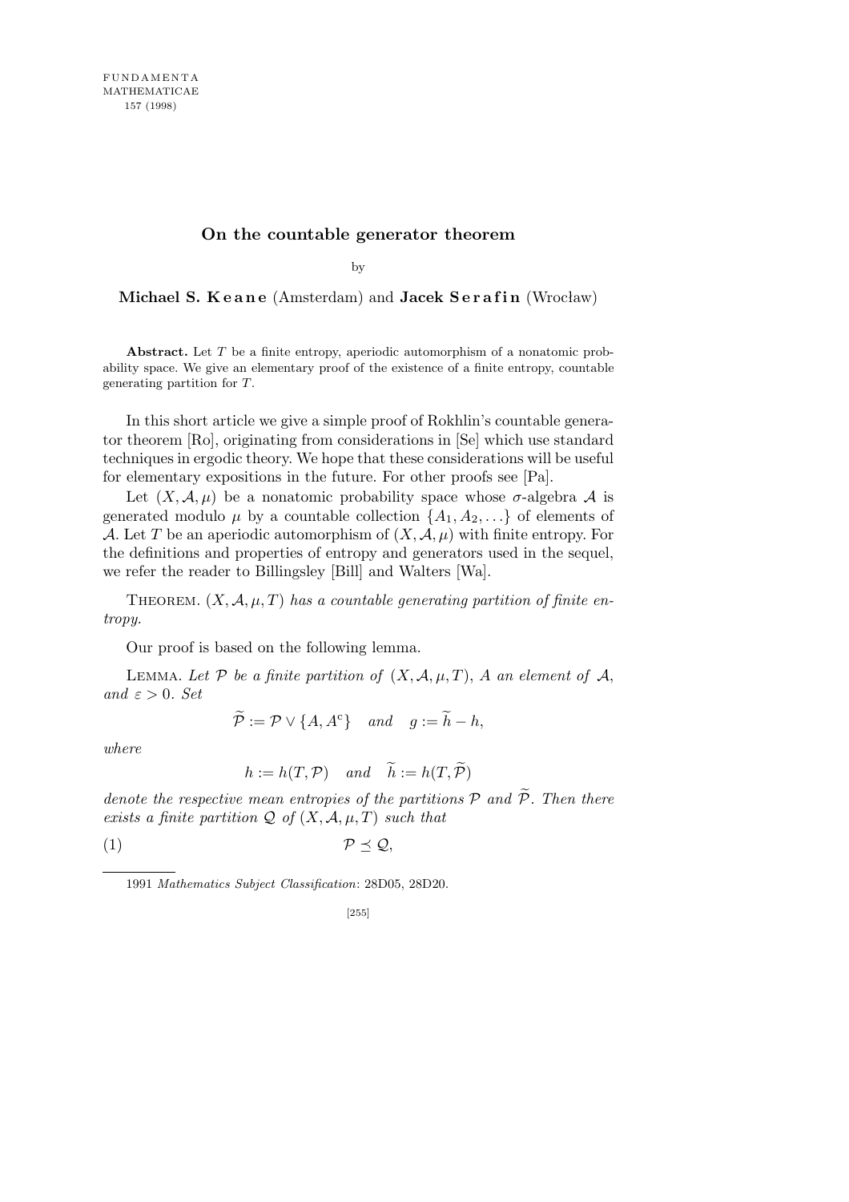# On the countable generator theorem

by

**Michael S. Keane** (Amsterdam) and **Jacek Serafin** (Wrocław)

**Abstract.** Let $T$ be a finite entropy, aperiodic automorphism of a nonatomic probability space. We give an elementary proof of the existence of a finite entropy, countable generating partition for $T$.

In this short article we give a simple proof of Rokhlin's countable generator theorem [Ro], originating from considerations in [Se] which use standard techniques in ergodic theory. We hope that these considerations will be useful for elementary expositions in the future. For other proofs see [Pa].

Let $(X, \mathcal{A}, \mu)$ be a nonatomic probability space whose $\sigma$-algebra $\mathcal{A}$ is generated modulo $\mu$ by a countable collection $\{A_1, A_2, \ldots\}$ of elements of $\mathcal{A}$. Let $T$ be an aperiodic automorphism of $(X, \mathcal{A}, \mu)$ with finite entropy. For the definitions and properties of entropy and generators used in the sequel, we refer the reader to Billingsley [Bill] and Walters [Wa].

Theorem. *$(X, \mathcal{A}, \mu, T)$ has a countable generating partition of finite entropy.*

Our proof is based on the following lemma.

Lemma. *Let $\mathcal{P}$ be a finite partition of $(X, \mathcal{A}, \mu, T)$, $A$ an element of $\mathcal{A}$, and $\varepsilon > 0$. Set*

$$\widetilde{\mathcal{P}} := \mathcal{P} \vee \{A, A^{\mathrm{c}}\} \quad \text{and} \quad g := \widetilde{h} - h,$$

*where*

$$h := h(T, \mathcal{P}) \quad \text{and} \quad \widetilde{h} := h(T, \widetilde{\mathcal{P}})$$

*denote the respective mean entropies of the partitions $\mathcal{P}$ and $\widetilde{\mathcal{P}}$. Then there exists a finite partition $\mathcal{Q}$ of $(X, \mathcal{A}, \mu, T)$ such that*

$$\mathcal{P} \preceq \mathcal{Q}, \tag{1}$$

1991 *Mathematics Subject Classification*: 28D05, 28D20.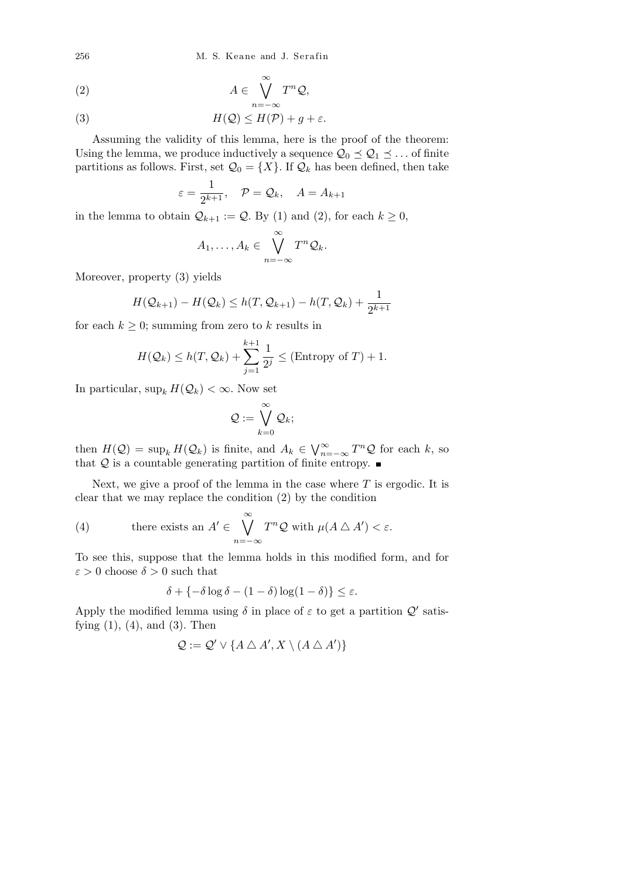$$A \in \bigvee_{n=-\infty}^{\infty} T^n \mathcal{Q}, \tag{2}$$

$$H(\mathcal{Q}) \le H(\mathcal{P}) + g + \varepsilon. \tag{3}$$

Assuming the validity of this lemma, here is the proof of the theorem: Using the lemma, we produce inductively a sequence $\mathcal{Q}_0 \preceq \mathcal{Q}_1 \preceq \ldots$ of finite partitions as follows. First, set $\mathcal{Q}_0 = \{X\}$. If $\mathcal{Q}_k$ has been defined, then take

$$\varepsilon = \frac{1}{2^{k+1}}, \quad \mathcal{P} = \mathcal{Q}_k, \quad A = A_{k+1}$$

in the lemma to obtain $\mathcal{Q}_{k+1} := \mathcal{Q}$. By (1) and (2), for each $k \ge 0$,

$$A_1, \ldots, A_k \in \bigvee_{n=-\infty}^{\infty} T^n \mathcal{Q}_k.$$

Moreover, property (3) yields

$$H(\mathcal{Q}_{k+1}) - H(\mathcal{Q}_k) \le h(T, \mathcal{Q}_{k+1}) - h(T, \mathcal{Q}_k) + \frac{1}{2^{k+1}}$$

for each $k \ge 0$; summing from zero to $k$ results in

$$H(\mathcal{Q}_k) \le h(T, \mathcal{Q}_k) + \sum_{j=1}^{k+1} \frac{1}{2^j} \le (\text{Entropy of } T) + 1.$$

In particular, $\sup_k H(\mathcal{Q}_k) < \infty$. Now set

$$\mathcal{Q} := \bigvee_{k=0}^{\infty} \mathcal{Q}_k;$$

then $H(\mathcal{Q}) = \sup_k H(\mathcal{Q}_k)$ is finite, and $A_k \in \bigvee_{n=-\infty}^{\infty} T^n \mathcal{Q}$ for each $k$, so that $\mathcal{Q}$ is a countable generating partition of finite entropy. ∎

Next, we give a proof of the lemma in the case where $T$ is ergodic. It is clear that we may replace the condition (2) by the condition

$$\text{there exists an } A' \in \bigvee_{n=-\infty}^{\infty} T^n \mathcal{Q} \text{ with } \mu(A \bigtriangleup A') < \varepsilon. \tag{4}$$

To see this, suppose that the lemma holds in this modified form, and for $\varepsilon > 0$ choose $\delta > 0$ such that

$$\delta + \{-\delta \log \delta - (1-\delta) \log (1-\delta)\} \le \varepsilon.$$

Apply the modified lemma using $\delta$ in place of $\varepsilon$ to get a partition $\mathcal{Q}'$ satisfying (1), (4), and (3). Then

$$\mathcal{Q} := \mathcal{Q}' \vee \{A \bigtriangleup A', X \setminus (A \bigtriangleup A')\}$$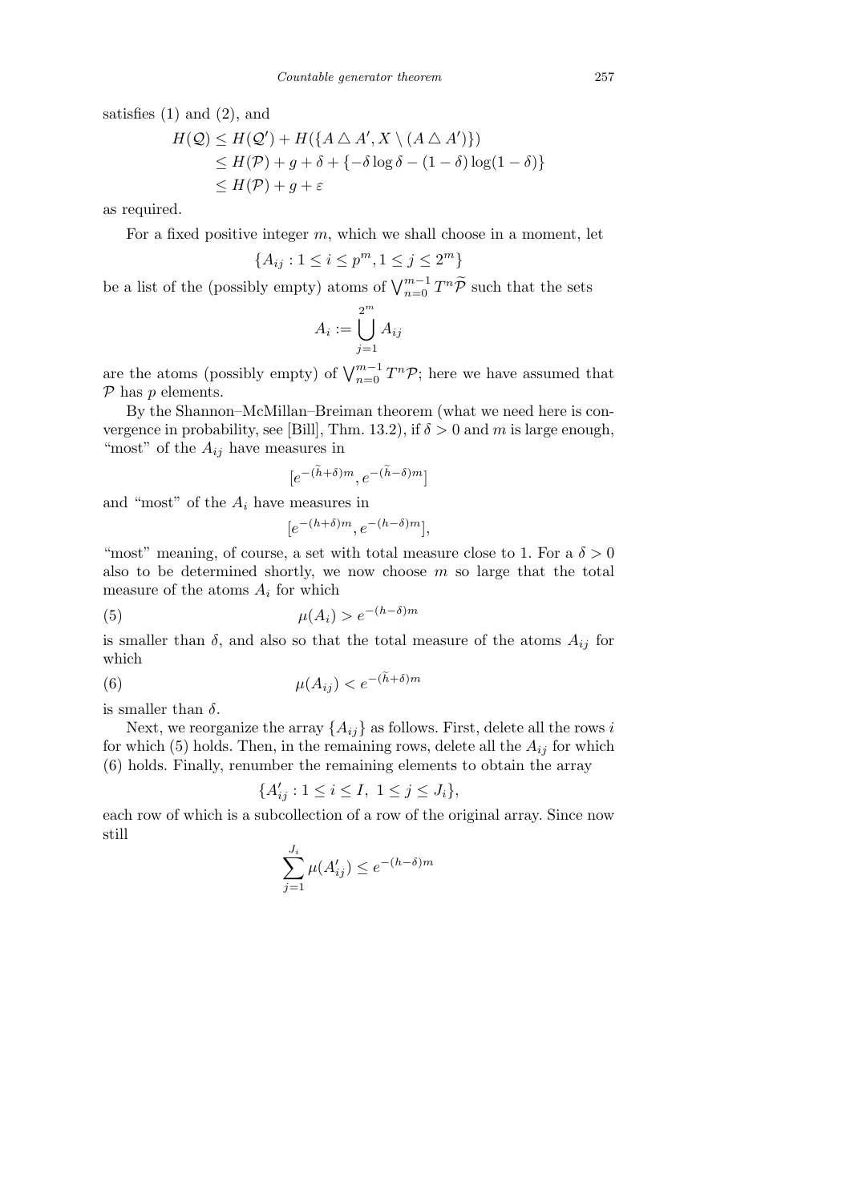satisfies (1) and (2), and

$$\begin{aligned}
H(\mathcal{Q}) &\le H(\mathcal{Q}') + H(\{A \triangle A', X \setminus (A \triangle A')\}) \\
&\le H(\mathcal{P}) + g + \delta + \{-\delta \log \delta - (1-\delta)\log(1-\delta)\} \\
&\le H(\mathcal{P}) + g + \varepsilon
\end{aligned}$$

as required.

For a fixed positive integer $m$, which we shall choose in a moment, let

$$\{A_{ij} : 1 \le i \le p^m, 1 \le j \le 2^m\}$$

be a list of the (possibly empty) atoms of $\bigvee_{n=0}^{m-1} T^n \widetilde{\mathcal{P}}$ such that the sets

$$A_i := \bigcup_{j=1}^{2^m} A_{ij}$$

are the atoms (possibly empty) of $\bigvee_{n=0}^{m-1} T^n \mathcal{P}$; here we have assumed that $\mathcal{P}$ has $p$ elements.

By the Shannon–McMillan–Breiman theorem (what we need here is convergence in probability, see [Bill], Thm. 13.2), if $\delta > 0$ and $m$ is large enough, "most" of the $A_{ij}$ have measures in

$$[e^{-(\widetilde{h}+\delta)m}, e^{-(\widetilde{h}-\delta)m}]$$

and "most" of the $A_i$ have measures in

$$[e^{-(h+\delta)m}, e^{-(h-\delta)m}],$$

"most" meaning, of course, a set with total measure close to 1. For a $\delta > 0$ also to be determined shortly, we now choose $m$ so large that the total measure of the atoms $A_i$ for which

$$\mu(A_i) > e^{-(h-\delta)m} \tag{5}$$

is smaller than $\delta$, and also so that the total measure of the atoms $A_{ij}$ for which

$$\mu(A_{ij}) < e^{-(\widetilde{h}+\delta)m} \tag{6}$$

is smaller than $\delta$.

Next, we reorganize the array $\{A_{ij}\}$ as follows. First, delete all the rows $i$ for which (5) holds. Then, in the remaining rows, delete all the $A_{ij}$ for which (6) holds. Finally, renumber the remaining elements to obtain the array

$$\{A'_{ij} : 1 \le i \le I,\ 1 \le j \le J_i\},$$

each row of which is a subcollection of a row of the original array. Since now still

$$\sum_{j=1}^{J_i} \mu(A'_{ij}) \le e^{-(h-\delta)m}$$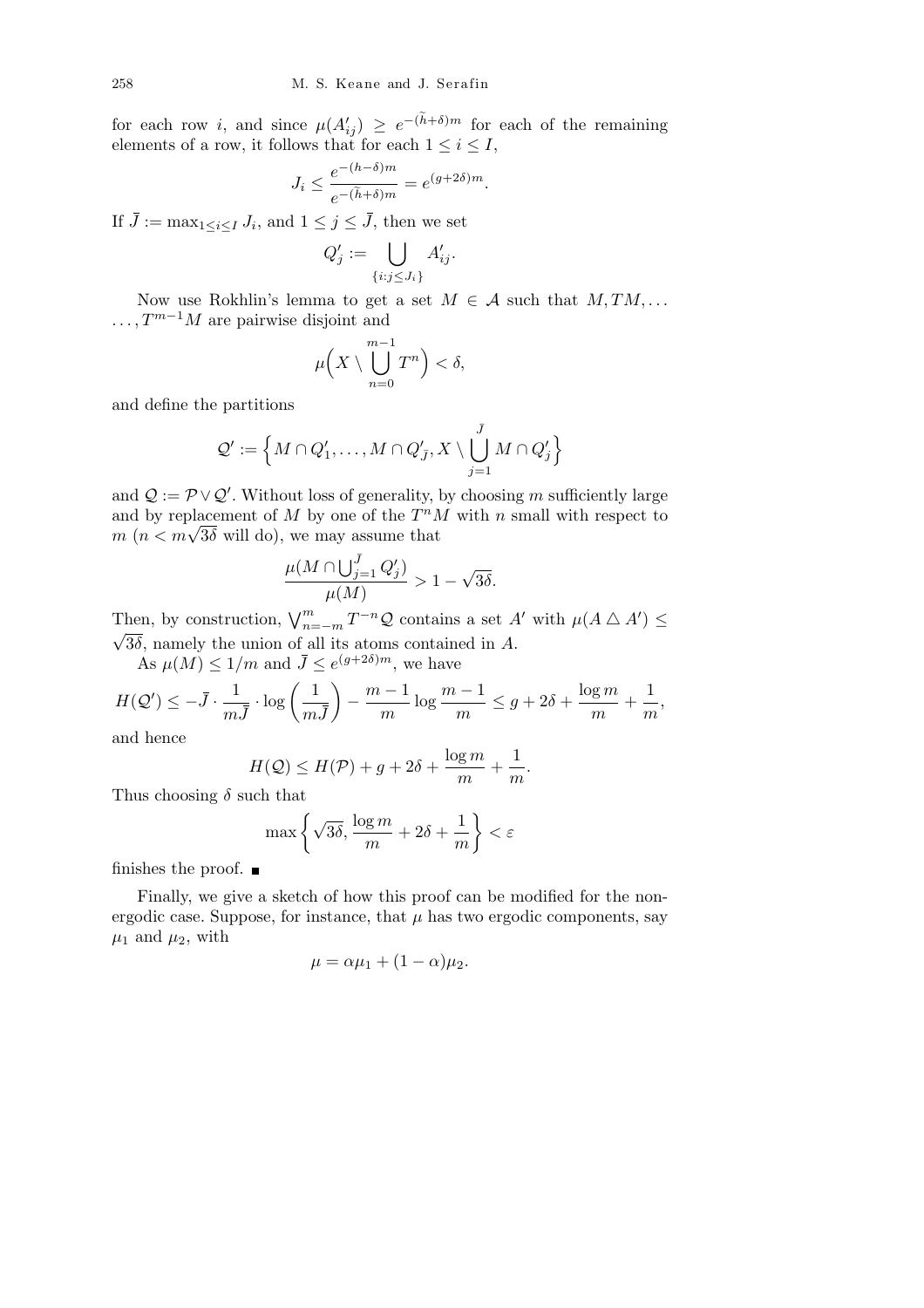for each row $i$, and since $\mu(A'_{ij}) \geq e^{-(\widetilde{h}+\delta)m}$ for each of the remaining elements of a row, it follows that for each $1 \leq i \leq I$,

$$J_i \leq \frac{e^{-(h-\delta)m}}{e^{-(\widetilde{h}+\delta)m}} = e^{(g+2\delta)m}.$$

If $\bar{J} := \max_{1 \leq i \leq I} J_i$, and $1 \leq j \leq \bar{J}$, then we set

$$Q'_j := \bigcup_{\{i : j \leq J_i\}} A'_{ij}.$$

Now use Rokhlin's lemma to get a set $M \in \mathcal{A}$ such that $M, TM, \ldots \ldots, T^{m-1}M$ are pairwise disjoint and

$$\mu\Big(X \setminus \bigcup_{n=0}^{m-1} T^n\Big) < \delta,$$

and define the partitions

$$\mathcal{Q}' := \Big\{M \cap Q'_1, \ldots, M \cap Q'_{\bar{J}}, X \setminus \bigcup_{j=1}^{\bar{J}} M \cap Q'_j\Big\}$$

and $\mathcal{Q} := \mathcal{P} \vee \mathcal{Q}'$. Without loss of generality, by choosing $m$ sufficiently large and by replacement of $M$ by one of the $T^n M$ with $n$ small with respect to $m$ ($n < m\sqrt{3\delta}$ will do), we may assume that

$$\frac{\mu(M \cap \bigcup_{j=1}^{\bar{J}} Q'_j)}{\mu(M)} > 1 - \sqrt{3\delta}.$$

Then, by construction, $\bigvee_{n=-m}^{m} T^{-n}\mathcal{Q}$ contains a set $A'$ with $\mu(A \triangle A') \leq \sqrt{3\delta}$, namely the union of all its atoms contained in $A$.

As $\mu(M) \leq 1/m$ and $\bar{J} \leq e^{(g+2\delta)m}$, we have

$$H(\mathcal{Q}') \leq -\bar{J} \cdot \frac{1}{m\bar{J}} \cdot \log\left(\frac{1}{m\bar{J}}\right) - \frac{m-1}{m} \log \frac{m-1}{m} \leq g + 2\delta + \frac{\log m}{m} + \frac{1}{m},$$

and hence

$$H(\mathcal{Q}) \leq H(\mathcal{P}) + g + 2\delta + \frac{\log m}{m} + \frac{1}{m}.$$

Thus choosing $\delta$ such that

$$\max\left\{\sqrt{3\delta}, \frac{\log m}{m} + 2\delta + \frac{1}{m}\right\} < \varepsilon$$

finishes the proof. ∎

Finally, we give a sketch of how this proof can be modified for the non-ergodic case. Suppose, for instance, that $\mu$ has two ergodic components, say $\mu_1$ and $\mu_2$, with

$$\mu = \alpha\mu_1 + (1-\alpha)\mu_2.$$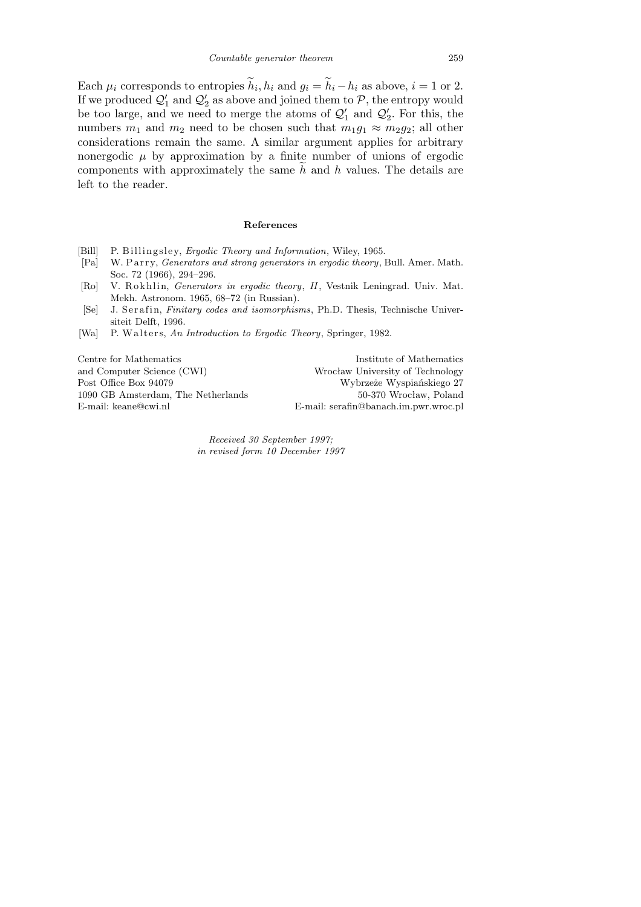Each $\mu_i$ corresponds to entropies $\widetilde{h}_i, h_i$ and $g_i = \widetilde{h}_i - h_i$ as above, $i = 1$ or 2. If we produced $\mathcal{Q}_1'$ and $\mathcal{Q}_2'$ as above and joined them to $\mathcal{P}$, the entropy would be too large, and we need to merge the atoms of $\mathcal{Q}_1'$ and $\mathcal{Q}_2'$. For this, the numbers $m_1$ and $m_2$ need to be chosen such that $m_1 g_1 \approx m_2 g_2$; all other considerations remain the same. A similar argument applies for arbitrary nonergodic $\mu$ by approximation by a finite number of unions of ergodic components with approximately the same $\widetilde{h}$ and $h$ values. The details are left to the reader.

## References

[Bill] P. Billingsley, *Ergodic Theory and Information*, Wiley, 1965.

[Pa] W. Parry, *Generators and strong generators in ergodic theory*, Bull. Amer. Math. Soc. 72 (1966), 294–296.

[Ro] V. Rokhlin, *Generators in ergodic theory*, *II*, Vestnik Leningrad. Univ. Mat. Mekh. Astronom. 1965, 68–72 (in Russian).

[Se] J. Serafin, *Finitary codes and isomorphisms*, Ph.D. Thesis, Technische Universiteit Delft, 1996.

[Wa] P. Walters, *An Introduction to Ergodic Theory*, Springer, 1982.

Centre for Mathematics
and Computer Science (CWI)
Post Office Box 94079
1090 GB Amsterdam, The Netherlands
E-mail: keane@cwi.nl

Institute of Mathematics
Wrocław University of Technology
Wybrzeże Wyspiańskiego 27
50-370 Wrocław, Poland
E-mail: serafin@banach.im.pwr.wroc.pl

*Received 30 September 1997;*
*in revised form 10 December 1997*